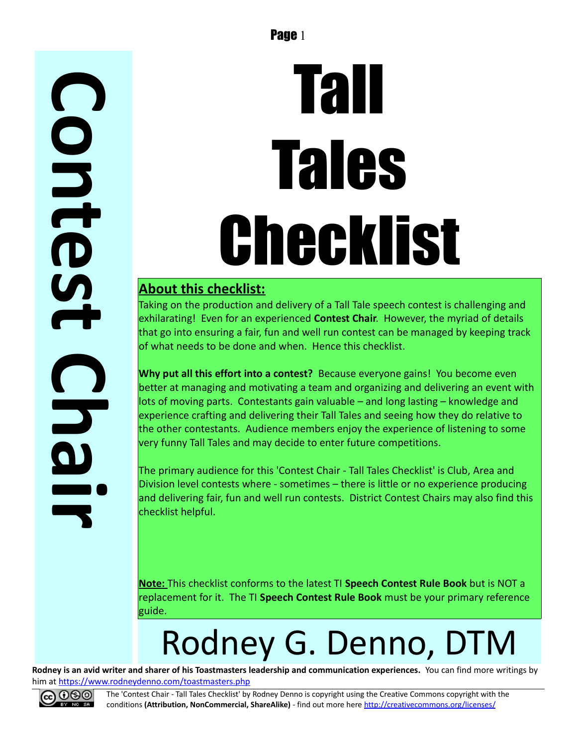Contest Chair

# Tall Tales Checklist

## About this checklist:

Taking on the production and delivery of a Tall Tale speech contest is challenging and exhilarating! Even for an experienced **Contest Chair**. However, the myriad of details that go into ensuring a fair, fun and well run contest can be managed by keeping track of what needs to be done and when. Hence this checklist.

**Why put all this effort into a contest?** Because everyone gains! You become even better at managing and motivating a team and organizing and delivering an event with lots of moving parts. Contestants gain valuable – and long lasting – knowledge and experience crafting and delivering their Tall Tales and seeing how they do relative to the other contestants. Audience members enjoy the experience of listening to some very funny Tall Tales and may decide to enter future competitions.

The primary audience for this 'Contest Chair - Tall Tales Checklist' is Club, Area and Division level contests where - sometimes – there is little or no experience producing and delivering fair, fun and well run contests. District Contest Chairs may also find this checklist helpful.

**Note:** This checklist conforms to the latest TI **Speech Contest Rule Book** but is NOT a replacement for it. The TI **Speech Contest Rule Book** must be your primary reference guide.

Rodney G. Denno, DTM

**Rodney is an avid writer and sharer of his Toastmasters leadership and communication experiences.** You can find more writings by him at https://www.rodneydenno.com/toastmasters.php

The 'Contest Chair - Tall Tales Checklist' by Rodney Denno is copyright using the Creative Commons copyright with the conditions **(Attribution, NonCommercial, ShareAlike)** - find out more here http://creativecommons.org/licenses/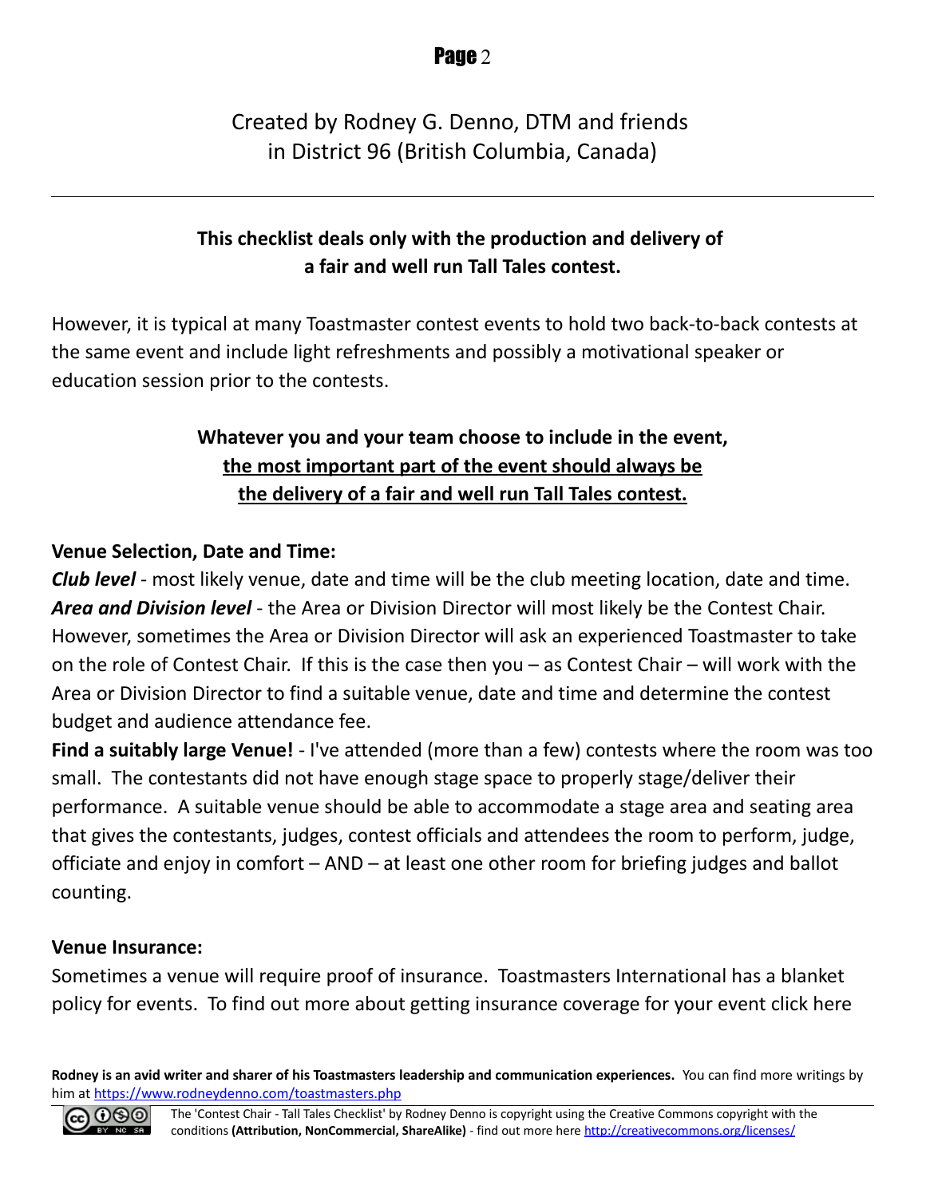Created by Rodney G. Denno, DTM and friends
in District 96 (British Columbia, Canada)

---

**This checklist deals only with the production and delivery of a fair and well run Tall Tales contest.**

However, it is typical at many Toastmaster contest events to hold two back-to-back contests at the same event and include light refreshments and possibly a motivational speaker or education session prior to the contests.

**Whatever you and your team choose to include in the event, <u>the most important part of the event should always be the delivery of a fair and well run Tall Tales contest.</u>**

**Venue Selection, Date and Time:**

***Club level*** - most likely venue, date and time will be the club meeting location, date and time.
***Area and Division level*** - the Area or Division Director will most likely be the Contest Chair. However, sometimes the Area or Division Director will ask an experienced Toastmaster to take on the role of Contest Chair. If this is the case then you – as Contest Chair – will work with the Area or Division Director to find a suitable venue, date and time and determine the contest budget and audience attendance fee.
**Find a suitably large Venue!** - I've attended (more than a few) contests where the room was too small. The contestants did not have enough stage space to properly stage/deliver their performance. A suitable venue should be able to accommodate a stage area and seating area that gives the contestants, judges, contest officials and attendees the room to perform, judge, officiate and enjoy in comfort – AND – at least one other room for briefing judges and ballot counting.

**Venue Insurance:**

Sometimes a venue will require proof of insurance. Toastmasters International has a blanket policy for events. To find out more about getting insurance coverage for your event click here

**Rodney is an avid writer and sharer of his Toastmasters leadership and communication experiences.** You can find more writings by him at https://www.rodneydenno.com/toastmasters.php

The 'Contest Chair - Tall Tales Checklist' by Rodney Denno is copyright using the Creative Commons copyright with the conditions **(Attribution, NonCommercial, ShareAlike)** - find out more here http://creativecommons.org/licenses/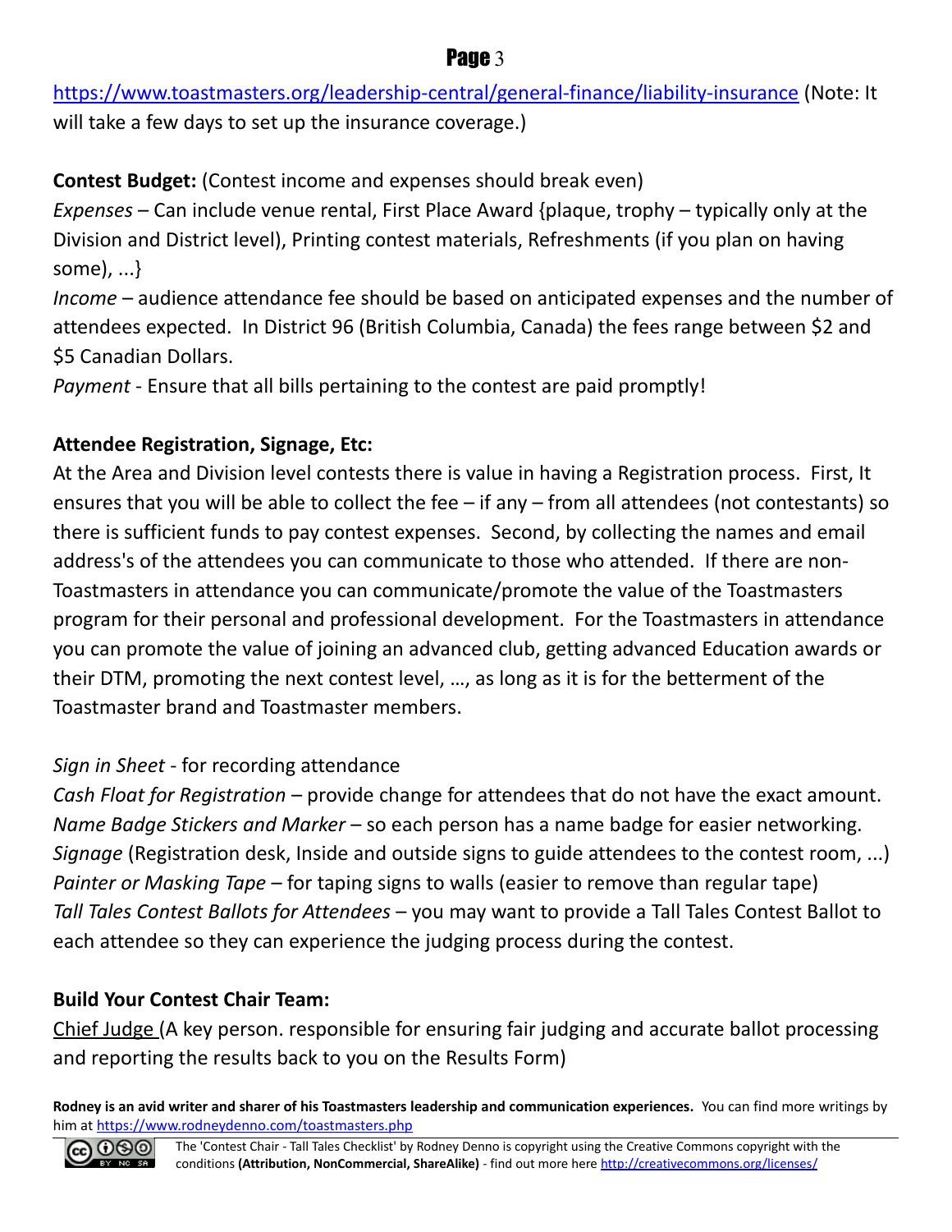https://www.toastmasters.org/leadership-central/general-finance/liability-insurance (Note: It will take a few days to set up the insurance coverage.)

**Contest Budget:** (Contest income and expenses should break even)

*Expenses* – Can include venue rental, First Place Award {plaque, trophy – typically only at the Division and District level), Printing contest materials, Refreshments (if you plan on having some), ...}

*Income* – audience attendance fee should be based on anticipated expenses and the number of attendees expected. In District 96 (British Columbia, Canada) the fees range between $2 and $5 Canadian Dollars.

*Payment* - Ensure that all bills pertaining to the contest are paid promptly!

**Attendee Registration, Signage, Etc:**

At the Area and Division level contests there is value in having a Registration process. First, It ensures that you will be able to collect the fee – if any – from all attendees (not contestants) so there is sufficient funds to pay contest expenses. Second, by collecting the names and email address's of the attendees you can communicate to those who attended. If there are non-Toastmasters in attendance you can communicate/promote the value of the Toastmasters program for their personal and professional development. For the Toastmasters in attendance you can promote the value of joining an advanced club, getting advanced Education awards or their DTM, promoting the next contest level, …, as long as it is for the betterment of the Toastmaster brand and Toastmaster members.

*Sign in Sheet* - for recording attendance

*Cash Float for Registration* – provide change for attendees that do not have the exact amount.

*Name Badge Stickers and Marker* – so each person has a name badge for easier networking.

*Signage* (Registration desk, Inside and outside signs to guide attendees to the contest room, ...)

*Painter or Masking Tape* – for taping signs to walls (easier to remove than regular tape)

*Tall Tales Contest Ballots for Attendees* – you may want to provide a Tall Tales Contest Ballot to each attendee so they can experience the judging process during the contest.

**Build Your Contest Chair Team:**

Chief Judge (A key person. responsible for ensuring fair judging and accurate ballot processing and reporting the results back to you on the Results Form)

**Rodney is an avid writer and sharer of his Toastmasters leadership and communication experiences.** You can find more writings by him at https://www.rodneydenno.com/toastmasters.php

The 'Contest Chair - Tall Tales Checklist' by Rodney Denno is copyright using the Creative Commons copyright with the conditions **(Attribution, NonCommercial, ShareAlike)** - find out more here http://creativecommons.org/licenses/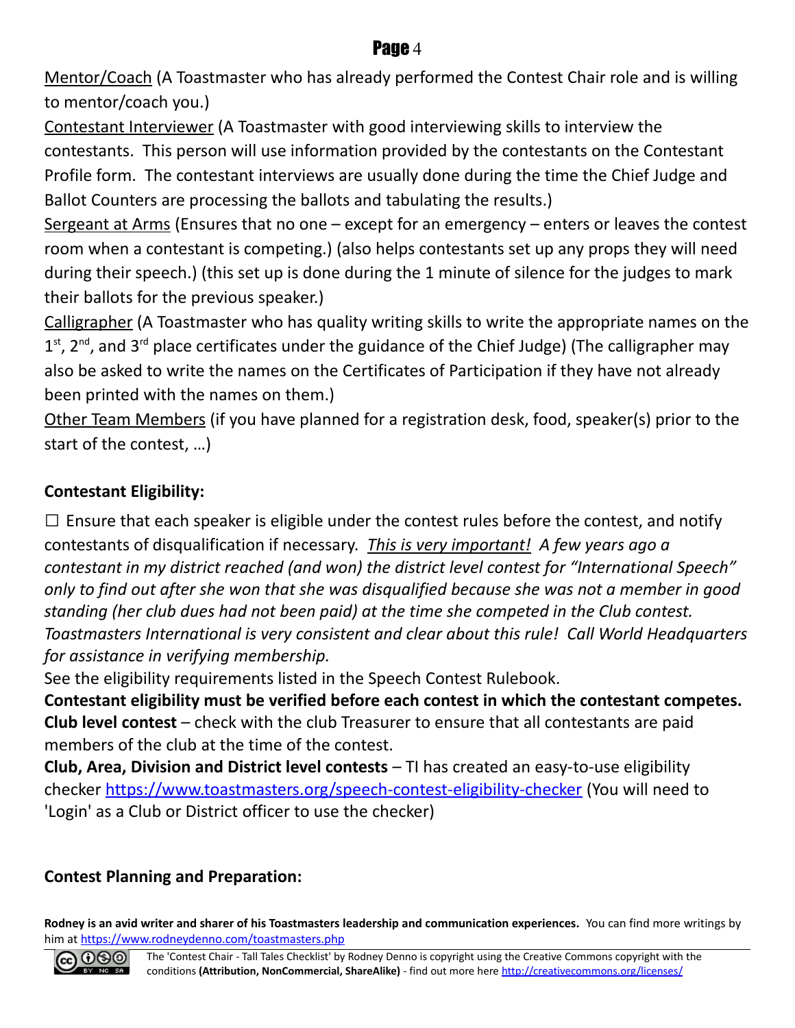Mentor/Coach (A Toastmaster who has already performed the Contest Chair role and is willing to mentor/coach you.)

Contestant Interviewer (A Toastmaster with good interviewing skills to interview the contestants. This person will use information provided by the contestants on the Contestant Profile form. The contestant interviews are usually done during the time the Chief Judge and Ballot Counters are processing the ballots and tabulating the results.)

Sergeant at Arms (Ensures that no one – except for an emergency – enters or leaves the contest room when a contestant is competing.) (also helps contestants set up any props they will need during their speech.) (this set up is done during the 1 minute of silence for the judges to mark their ballots for the previous speaker.)

Calligrapher (A Toastmaster who has quality writing skills to write the appropriate names on the 1st, 2nd, and 3rd place certificates under the guidance of the Chief Judge) (The calligrapher may also be asked to write the names on the Certificates of Participation if they have not already been printed with the names on them.)

Other Team Members (if you have planned for a registration desk, food, speaker(s) prior to the start of the contest, …)

**Contestant Eligibility:**

☐ Ensure that each speaker is eligible under the contest rules before the contest, and notify contestants of disqualification if necessary. *This is very important! A few years ago a contestant in my district reached (and won) the district level contest for "International Speech" only to find out after she won that she was disqualified because she was not a member in good standing (her club dues had not been paid) at the time she competed in the Club contest. Toastmasters International is very consistent and clear about this rule! Call World Headquarters for assistance in verifying membership.*

See the eligibility requirements listed in the Speech Contest Rulebook.

**Contestant eligibility must be verified before each contest in which the contestant competes.**

**Club level contest** – check with the club Treasurer to ensure that all contestants are paid members of the club at the time of the contest.

**Club, Area, Division and District level contests** – TI has created an easy-to-use eligibility checker https://www.toastmasters.org/speech-contest-eligibility-checker (You will need to 'Login' as a Club or District officer to use the checker)

**Contest Planning and Preparation:**

**Rodney is an avid writer and sharer of his Toastmasters leadership and communication experiences.** You can find more writings by him at https://www.rodneydenno.com/toastmasters.php

The 'Contest Chair - Tall Tales Checklist' by Rodney Denno is copyright using the Creative Commons copyright with the conditions **(Attribution, NonCommercial, ShareAlike)** - find out more here http://creativecommons.org/licenses/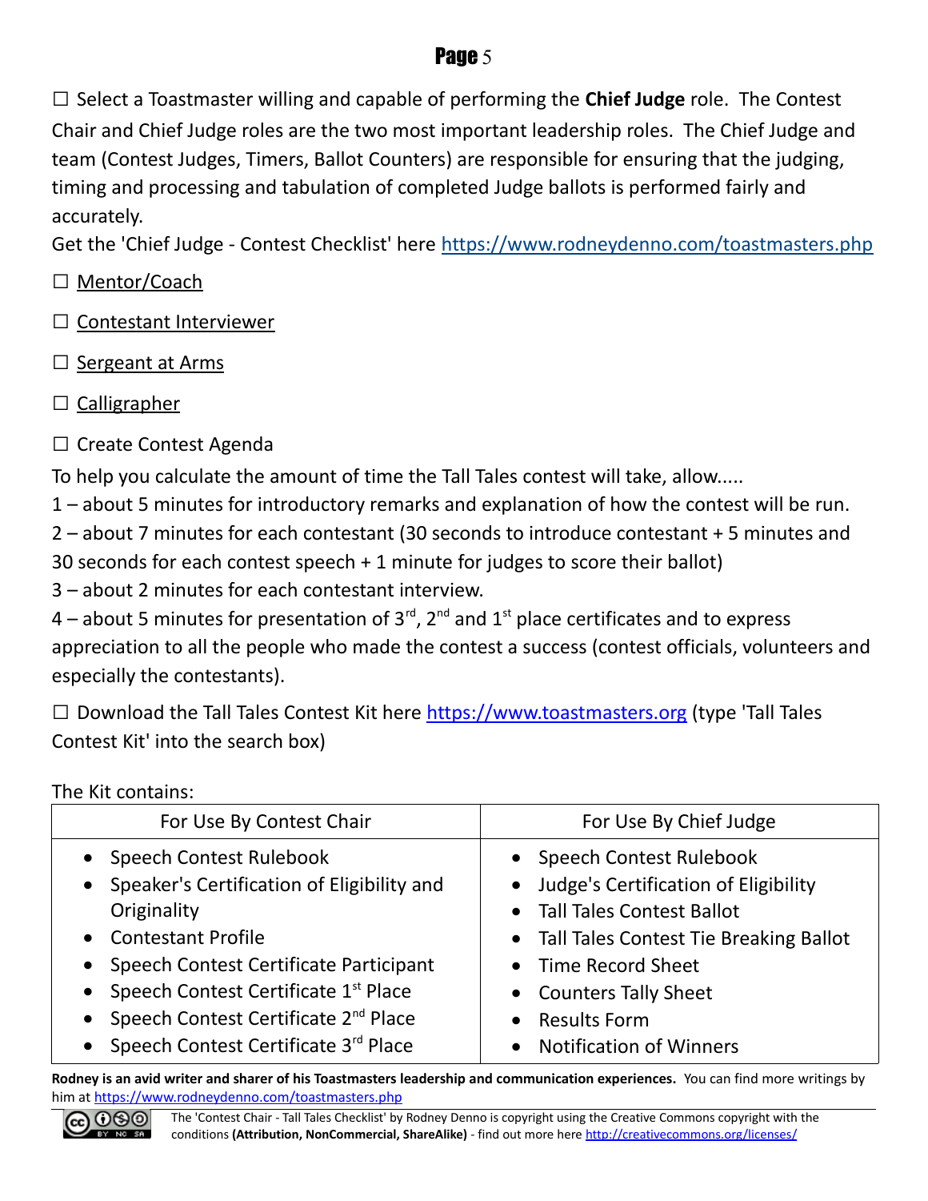☐ Select a Toastmaster willing and capable of performing the **Chief Judge** role. The Contest Chair and Chief Judge roles are the two most important leadership roles. The Chief Judge and team (Contest Judges, Timers, Ballot Counters) are responsible for ensuring that the judging, timing and processing and tabulation of completed Judge ballots is performed fairly and accurately.
Get the 'Chief Judge - Contest Checklist' here https://www.rodneydenno.com/toastmasters.php

☐ Mentor/Coach

☐ Contestant Interviewer

☐ Sergeant at Arms

☐ Calligrapher

☐ Create Contest Agenda

To help you calculate the amount of time the Tall Tales contest will take, allow.....
1 – about 5 minutes for introductory remarks and explanation of how the contest will be run.
2 – about 7 minutes for each contestant (30 seconds to introduce contestant + 5 minutes and 30 seconds for each contest speech + 1 minute for judges to score their ballot)
3 – about 2 minutes for each contestant interview.
4 – about 5 minutes for presentation of 3rd, 2nd and 1st place certificates and to express appreciation to all the people who made the contest a success (contest officials, volunteers and especially the contestants).

☐ Download the Tall Tales Contest Kit here https://www.toastmasters.org (type 'Tall Tales Contest Kit' into the search box)

The Kit contains:

| For Use By Contest Chair | For Use By Chief Judge |
|---|---|
| • Speech Contest Rulebook<br>• Speaker's Certification of Eligibility and Originality<br>• Contestant Profile<br>• Speech Contest Certificate Participant<br>• Speech Contest Certificate 1st Place<br>• Speech Contest Certificate 2nd Place<br>• Speech Contest Certificate 3rd Place | • Speech Contest Rulebook<br>• Judge's Certification of Eligibility<br>• Tall Tales Contest Ballot<br>• Tall Tales Contest Tie Breaking Ballot<br>• Time Record Sheet<br>• Counters Tally Sheet<br>• Results Form<br>• Notification of Winners |

**Rodney is an avid writer and sharer of his Toastmasters leadership and communication experiences.** You can find more writings by him at https://www.rodneydenno.com/toastmasters.php

The 'Contest Chair - Tall Tales Checklist' by Rodney Denno is copyright using the Creative Commons copyright with the conditions **(Attribution, NonCommercial, ShareAlike)** - find out more here http://creativecommons.org/licenses/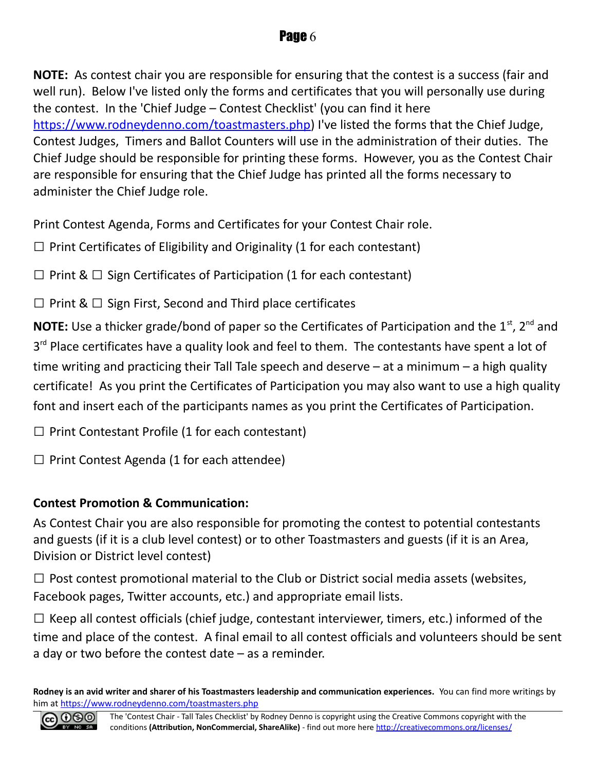**NOTE:** As contest chair you are responsible for ensuring that the contest is a success (fair and well run). Below I've listed only the forms and certificates that you will personally use during the contest. In the 'Chief Judge – Contest Checklist' (you can find it here https://www.rodneydenno.com/toastmasters.php) I've listed the forms that the Chief Judge, Contest Judges, Timers and Ballot Counters will use in the administration of their duties. The Chief Judge should be responsible for printing these forms. However, you as the Contest Chair are responsible for ensuring that the Chief Judge has printed all the forms necessary to administer the Chief Judge role.

Print Contest Agenda, Forms and Certificates for your Contest Chair role.

☐ Print Certificates of Eligibility and Originality (1 for each contestant)

☐ Print & ☐ Sign Certificates of Participation (1 for each contestant)

☐ Print & ☐ Sign First, Second and Third place certificates

**NOTE:** Use a thicker grade/bond of paper so the Certificates of Participation and the 1st, 2nd and 3rd Place certificates have a quality look and feel to them. The contestants have spent a lot of time writing and practicing their Tall Tale speech and deserve – at a minimum – a high quality certificate! As you print the Certificates of Participation you may also want to use a high quality font and insert each of the participants names as you print the Certificates of Participation.

☐ Print Contestant Profile (1 for each contestant)

☐ Print Contest Agenda (1 for each attendee)

**Contest Promotion & Communication:**

As Contest Chair you are also responsible for promoting the contest to potential contestants and guests (if it is a club level contest) or to other Toastmasters and guests (if it is an Area, Division or District level contest)

☐ Post contest promotional material to the Club or District social media assets (websites, Facebook pages, Twitter accounts, etc.) and appropriate email lists.

☐ Keep all contest officials (chief judge, contestant interviewer, timers, etc.) informed of the time and place of the contest. A final email to all contest officials and volunteers should be sent a day or two before the contest date – as a reminder.

**Rodney is an avid writer and sharer of his Toastmasters leadership and communication experiences.** You can find more writings by him at https://www.rodneydenno.com/toastmasters.php

The 'Contest Chair - Tall Tales Checklist' by Rodney Denno is copyright using the Creative Commons copyright with the conditions **(Attribution, NonCommercial, ShareAlike)** - find out more here http://creativecommons.org/licenses/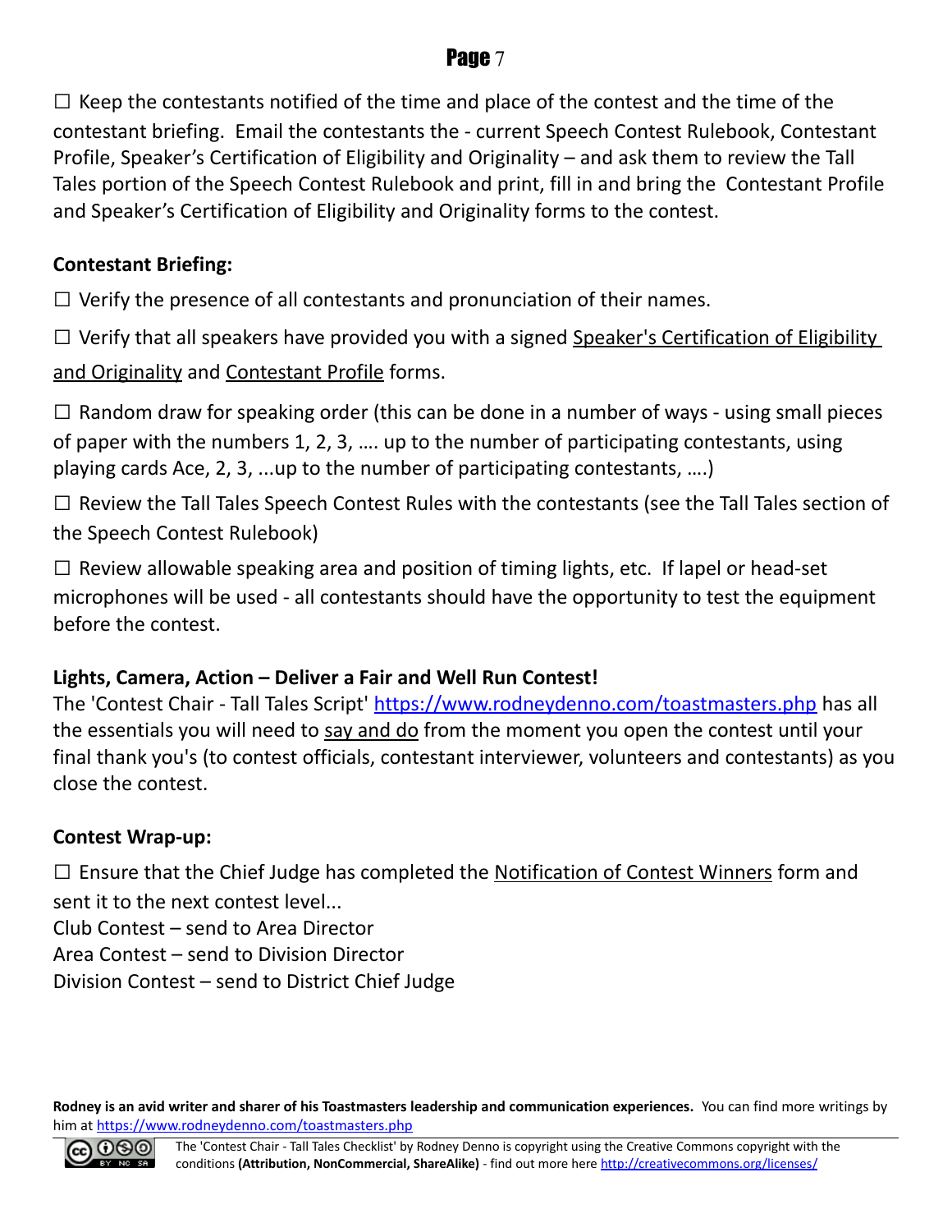☐ Keep the contestants notified of the time and place of the contest and the time of the contestant briefing. Email the contestants the - current Speech Contest Rulebook, Contestant Profile, Speaker's Certification of Eligibility and Originality – and ask them to review the Tall Tales portion of the Speech Contest Rulebook and print, fill in and bring the Contestant Profile and Speaker's Certification of Eligibility and Originality forms to the contest.

**Contestant Briefing:**

☐ Verify the presence of all contestants and pronunciation of their names.

☐ Verify that all speakers have provided you with a signed Speaker's Certification of Eligibility and Originality and Contestant Profile forms.

☐ Random draw for speaking order (this can be done in a number of ways - using small pieces of paper with the numbers 1, 2, 3, …. up to the number of participating contestants, using playing cards Ace, 2, 3, ...up to the number of participating contestants, ….)

☐ Review the Tall Tales Speech Contest Rules with the contestants (see the Tall Tales section of the Speech Contest Rulebook)

☐ Review allowable speaking area and position of timing lights, etc. If lapel or head-set microphones will be used - all contestants should have the opportunity to test the equipment before the contest.

**Lights, Camera, Action – Deliver a Fair and Well Run Contest!**

The 'Contest Chair - Tall Tales Script' https://www.rodneydenno.com/toastmasters.php has all the essentials you will need to say and do from the moment you open the contest until your final thank you's (to contest officials, contestant interviewer, volunteers and contestants) as you close the contest.

**Contest Wrap-up:**

☐ Ensure that the Chief Judge has completed the Notification of Contest Winners form and sent it to the next contest level...

Club Contest – send to Area Director
Area Contest – send to Division Director
Division Contest – send to District Chief Judge

**Rodney is an avid writer and sharer of his Toastmasters leadership and communication experiences.** You can find more writings by him at https://www.rodneydenno.com/toastmasters.php

The 'Contest Chair - Tall Tales Checklist' by Rodney Denno is copyright using the Creative Commons copyright with the conditions **(Attribution, NonCommercial, ShareAlike)** - find out more here http://creativecommons.org/licenses/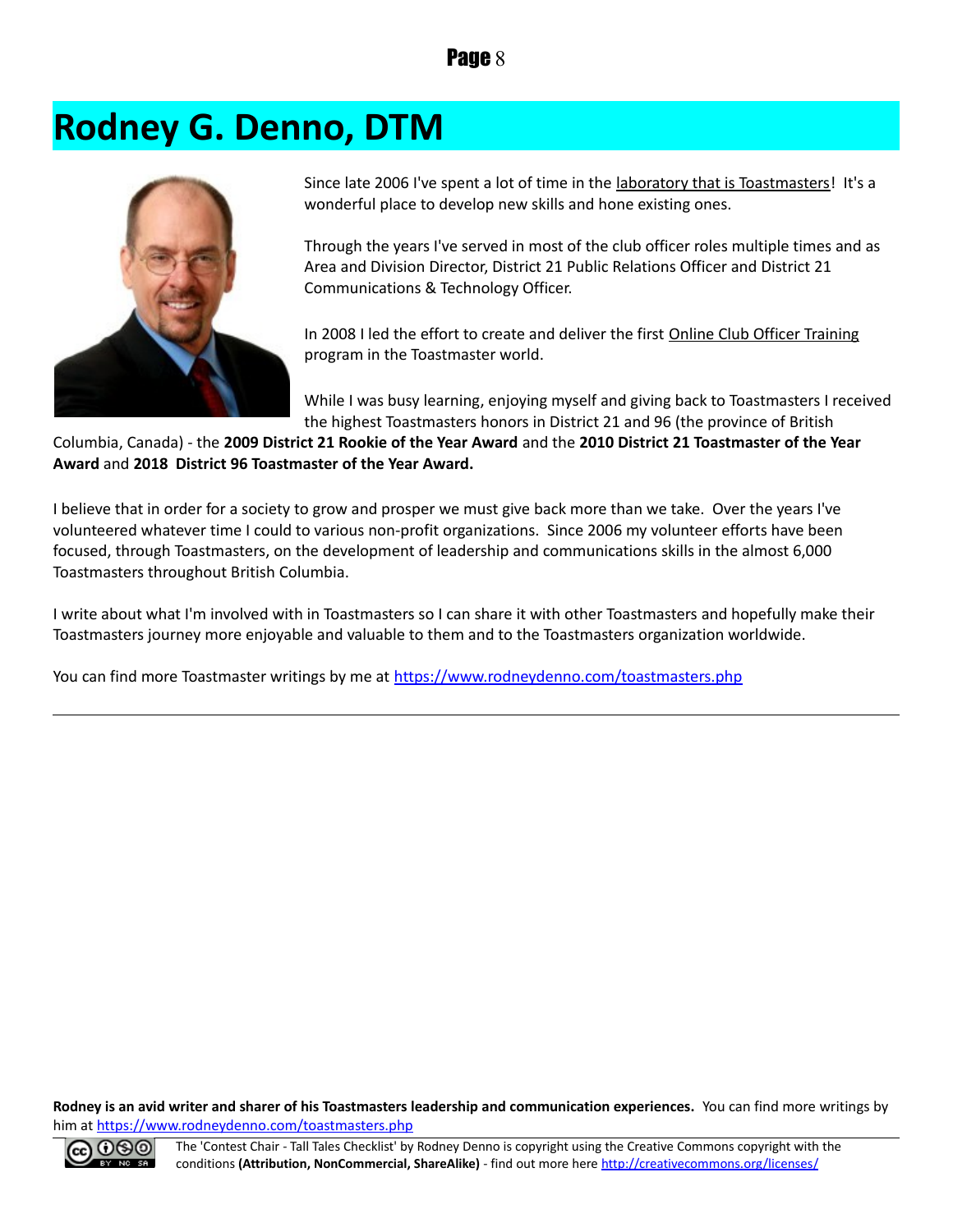# Rodney G. Denno, DTM

Since late 2006 I've spent a lot of time in the laboratory that is Toastmasters! It's a wonderful place to develop new skills and hone existing ones.

Through the years I've served in most of the club officer roles multiple times and as Area and Division Director, District 21 Public Relations Officer and District 21 Communications & Technology Officer.

In 2008 I led the effort to create and deliver the first Online Club Officer Training program in the Toastmaster world.

While I was busy learning, enjoying myself and giving back to Toastmasters I received the highest Toastmasters honors in District 21 and 96 (the province of British Columbia, Canada) - the **2009 District 21 Rookie of the Year Award** and the **2010 District 21 Toastmaster of the Year Award** and **2018 District 96 Toastmaster of the Year Award.**

I believe that in order for a society to grow and prosper we must give back more than we take. Over the years I've volunteered whatever time I could to various non-profit organizations. Since 2006 my volunteer efforts have been focused, through Toastmasters, on the development of leadership and communications skills in the almost 6,000 Toastmasters throughout British Columbia.

I write about what I'm involved with in Toastmasters so I can share it with other Toastmasters and hopefully make their Toastmasters journey more enjoyable and valuable to them and to the Toastmasters organization worldwide.

You can find more Toastmaster writings by me at https://www.rodneydenno.com/toastmasters.php

---

**Rodney is an avid writer and sharer of his Toastmasters leadership and communication experiences.** You can find more writings by him at https://www.rodneydenno.com/toastmasters.php

The 'Contest Chair - Tall Tales Checklist' by Rodney Denno is copyright using the Creative Commons copyright with the conditions **(Attribution, NonCommercial, ShareAlike)** - find out more here http://creativecommons.org/licenses/